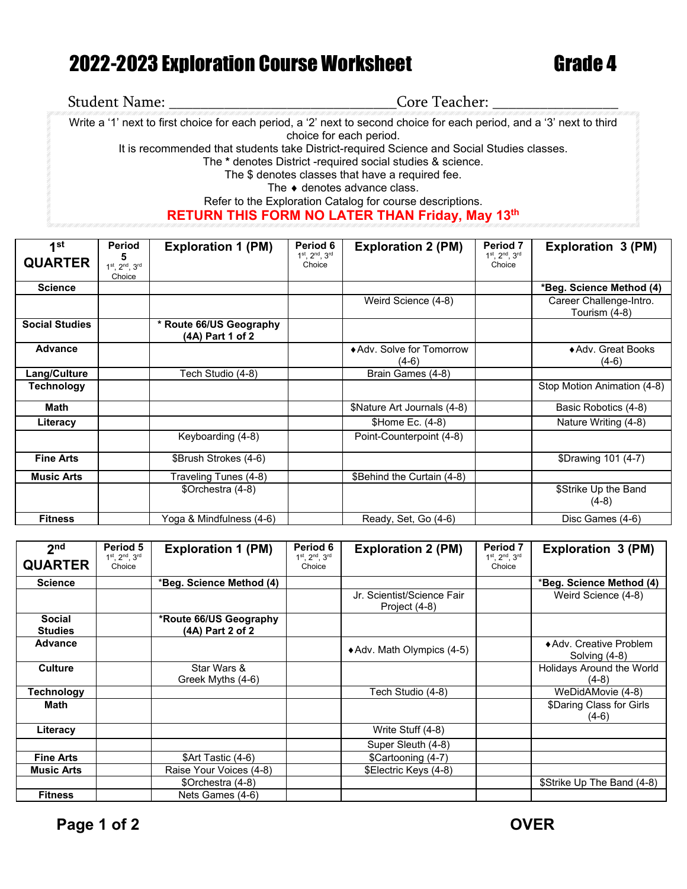# 2022-2023 Exploration Course Worksheet — Grade 4

Student Name: ______________________________ Core Teacher: ________________

Write a '1' next to first choice for each period, a '2' next to second choice for each period, and a '3' next to third choice for each period.
It is recommended that students take District-required Science and Social Studies classes.
The * denotes District -required social studies & science.
The $ denotes classes that have a required fee.
The ♦ denotes advance class.
Refer to the Exploration Catalog for course descriptions.

**RETURN THIS FORM NO LATER THAN Friday, May 13th**

| 1st QUARTER | Period 5 1st, 2nd, 3rd Choice | Exploration 1 (PM) | Period 6 1st, 2nd, 3rd Choice | Exploration 2 (PM) | Period 7 1st, 2nd, 3rd Choice | Exploration 3 (PM) |
|---|---|---|---|---|---|---|
| **Science** | | | | | | ***Beg. Science Method (4)** |
| | | | | Weird Science (4-8) | | Career Challenge-Intro. Tourism (4-8) |
| **Social Studies** | | *** Route 66/US Geography (4A) Part 1 of 2** | | | | |
| **Advance** | | | | ♦Adv. Solve for Tomorrow (4-6) | | ♦Adv. Great Books (4-6) |
| **Lang/Culture** | | Tech Studio (4-8) | | Brain Games (4-8) | | |
| **Technology** | | | | | | Stop Motion Animation (4-8) |
| **Math** | | | | $Nature Art Journals (4-8) | | Basic Robotics (4-8) |
| **Literacy** | | | | $Home Ec. (4-8) | | Nature Writing (4-8) |
| | | Keyboarding (4-8) | | Point-Counterpoint (4-8) | | |
| **Fine Arts** | | $Brush Strokes (4-6) | | | | $Drawing 101 (4-7) |
| **Music Arts** | | Traveling Tunes (4-8) | | $Behind the Curtain (4-8) | | |
| | | $Orchestra (4-8) | | | | $Strike Up the Band (4-8) |
| **Fitness** | | Yoga & Mindfulness (4-6) | | Ready, Set, Go (4-6) | | Disc Games (4-6) |

| 2nd QUARTER | Period 5 1st, 2nd, 3rd Choice | Exploration 1 (PM) | Period 6 1st, 2nd, 3rd Choice | Exploration 2 (PM) | Period 7 1st, 2nd, 3rd Choice | Exploration 3 (PM) |
|---|---|---|---|---|---|---|
| **Science** | | ***Beg. Science Method (4)** | | | | ***Beg. Science Method (4)** |
| | | | | Jr. Scientist/Science Fair Project (4-8) | | Weird Science (4-8) |
| **Social Studies** | | ***Route 66/US Geography (4A) Part 2 of 2** | | | | |
| **Advance** | | | | ♦Adv. Math Olympics (4-5) | | ♦Adv. Creative Problem Solving (4-8) |
| **Culture** | | Star Wars & Greek Myths (4-6) | | | | Holidays Around the World (4-8) |
| **Technology** | | | | Tech Studio (4-8) | | WeDidAMovie (4-8) |
| **Math** | | | | | | $Daring Class for Girls (4-6) |
| **Literacy** | | | | Write Stuff (4-8) | | |
| | | | | Super Sleuth (4-8) | | |
| **Fine Arts** | | $Art Tastic (4-6) | | $Cartooning (4-7) | | |
| **Music Arts** | | Raise Your Voices (4-8) | | $Electric Keys (4-8) | | |
| | | $Orchestra (4-8) | | | | $Strike Up The Band (4-8) |
| **Fitness** | | Nets Games (4-6) | | | | |

**OVER**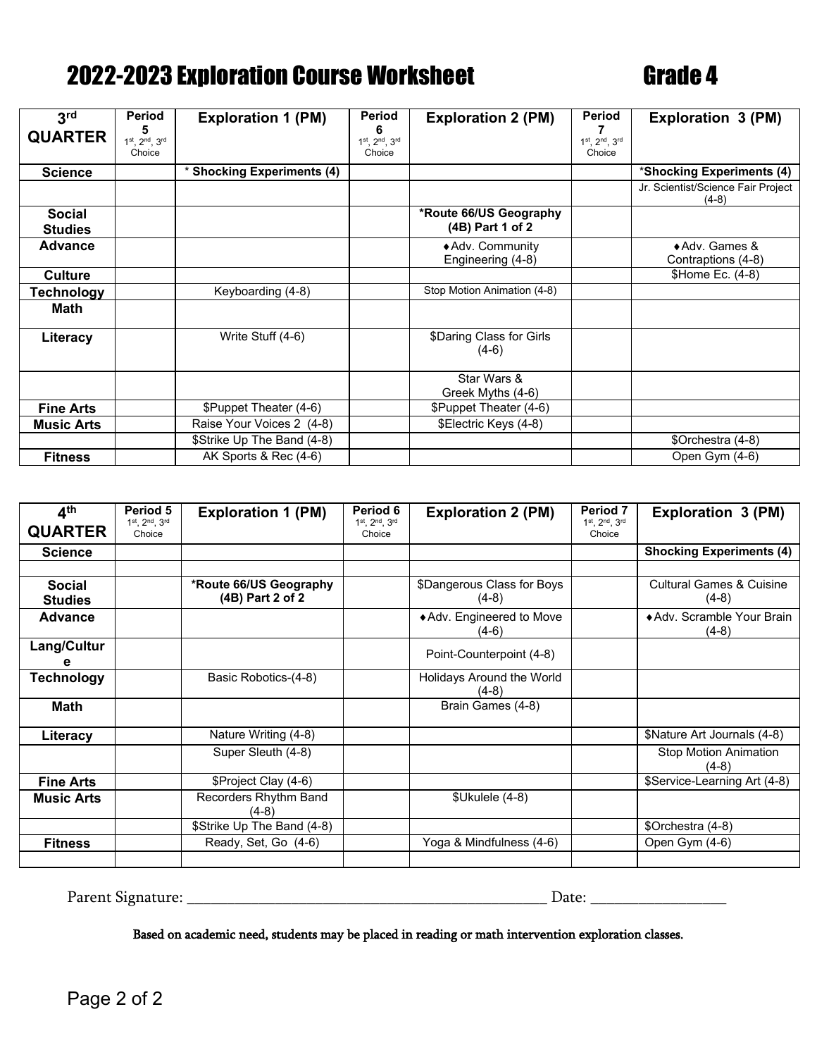# 2022-2023 Exploration Course Worksheet Grade 4

| 3rd QUARTER | Period 5 1st, 2nd, 3rd Choice | Exploration 1 (PM) | Period 6 1st, 2nd, 3rd Choice | Exploration 2 (PM) | Period 7 1st, 2nd, 3rd Choice | Exploration 3 (PM) |
|---|---|---|---|---|---|---|
| **Science** | | **\* Shocking Experiments (4)** | | | | **\*Shocking Experiments (4)** |
| | | | | | | Jr. Scientist/Science Fair Project (4-8) |
| **Social Studies** | | | | **\*Route 66/US Geography (4B) Part 1 of 2** | | |
| **Advance** | | | | ♦Adv. Community Engineering (4-8) | | ♦Adv. Games & Contraptions (4-8) |
| **Culture** | | | | | | $Home Ec. (4-8) |
| **Technology** | | Keyboarding (4-8) | | Stop Motion Animation (4-8) | | |
| **Math** | | | | | | |
| **Literacy** | | Write Stuff (4-6) | | $Daring Class for Girls (4-6) | | |
| | | | | Star Wars & Greek Myths (4-6) | | |
| **Fine Arts** | | $Puppet Theater (4-6) | | $Puppet Theater (4-6) | | |
| **Music Arts** | | Raise Your Voices 2 (4-8) | | $Electric Keys (4-8) | | |
| | | $Strike Up The Band (4-8) | | | | $Orchestra (4-8) |
| **Fitness** | | AK Sports & Rec (4-6) | | | | Open Gym (4-6) |

| 4th QUARTER | Period 5 1st, 2nd, 3rd Choice | Exploration 1 (PM) | Period 6 1st, 2nd, 3rd Choice | Exploration 2 (PM) | Period 7 1st, 2nd, 3rd Choice | Exploration 3 (PM) |
|---|---|---|---|---|---|---|
| **Science** | | | | | | **Shocking Experiments (4)** |
| | | | | | | |
| **Social Studies** | | **\*Route 66/US Geography (4B) Part 2 of 2** | | $Dangerous Class for Boys (4-8) | | Cultural Games & Cuisine (4-8) |
| **Advance** | | | | ♦Adv. Engineered to Move (4-6) | | ♦Adv. Scramble Your Brain (4-8) |
| **Lang/Culture** | | | | Point-Counterpoint (4-8) | | |
| **Technology** | | Basic Robotics-(4-8) | | Holidays Around the World (4-8) | | |
| **Math** | | | | Brain Games (4-8) | | |
| **Literacy** | | Nature Writing (4-8) | | | | $Nature Art Journals (4-8) |
| | | Super Sleuth (4-8) | | | | Stop Motion Animation (4-8) |
| **Fine Arts** | | $Project Clay (4-6) | | | | $Service-Learning Art (4-8) |
| **Music Arts** | | Recorders Rhythm Band (4-8) | | $Ukulele (4-8) | | |
| | | $Strike Up The Band (4-8) | | | | $Orchestra (4-8) |
| **Fitness** | | Ready, Set, Go (4-6) | | Yoga & Mindfulness (4-6) | | Open Gym (4-6) |
| | | | | | | |

Parent Signature: ______________________________________________ Date: __________________

**Based on academic need, students may be placed in reading or math intervention exploration classes.**